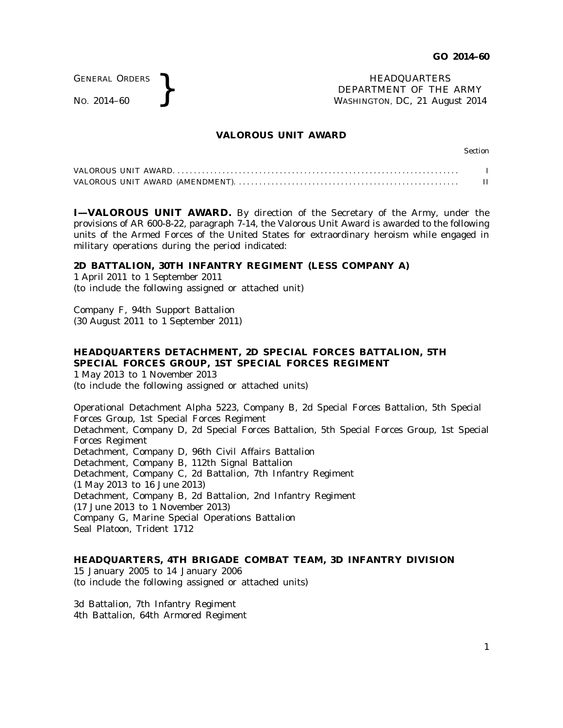GENERAL ORDERS
NO. 2014–60

HEADQUARTERS
DEPARTMENT OF THE ARMY
WASHINGTON, DC, 21 August 2014

## VALOROUS UNIT AWARD

| | Section |
|---|---|
| VALOROUS UNIT AWARD | I |
| VALOROUS UNIT AWARD (AMENDMENT) | II |

**I—VALOROUS UNIT AWARD.** By direction of the Secretary of the Army, under the provisions of AR 600-8-22, paragraph 7-14, the Valorous Unit Award is awarded to the following units of the Armed Forces of the United States for extraordinary heroism while engaged in military operations during the period indicated:

**2D BATTALION, 30TH INFANTRY REGIMENT (LESS COMPANY A)**
1 April 2011 to 1 September 2011
(to include the following assigned or attached unit)

Company F, 94th Support Battalion
(30 August 2011 to 1 September 2011)

**HEADQUARTERS DETACHMENT, 2D SPECIAL FORCES BATTALION, 5TH SPECIAL FORCES GROUP, 1ST SPECIAL FORCES REGIMENT**
1 May 2013 to 1 November 2013
(to include the following assigned or attached units)

Operational Detachment Alpha 5223, Company B, 2d Special Forces Battalion, 5th Special Forces Group, 1st Special Forces Regiment
Detachment, Company D, 2d Special Forces Battalion, 5th Special Forces Group, 1st Special Forces Regiment
Detachment, Company D, 96th Civil Affairs Battalion
Detachment, Company B, 112th Signal Battalion
Detachment, Company C, 2d Battalion, 7th Infantry Regiment
(1 May 2013 to 16 June 2013)
Detachment, Company B, 2d Battalion, 2nd Infantry Regiment
(17 June 2013 to 1 November 2013)
Company G, Marine Special Operations Battalion
Seal Platoon, Trident 1712

**HEADQUARTERS, 4TH BRIGADE COMBAT TEAM, 3D INFANTRY DIVISION**
15 January 2005 to 14 January 2006
(to include the following assigned or attached units)

3d Battalion, 7th Infantry Regiment
4th Battalion, 64th Armored Regiment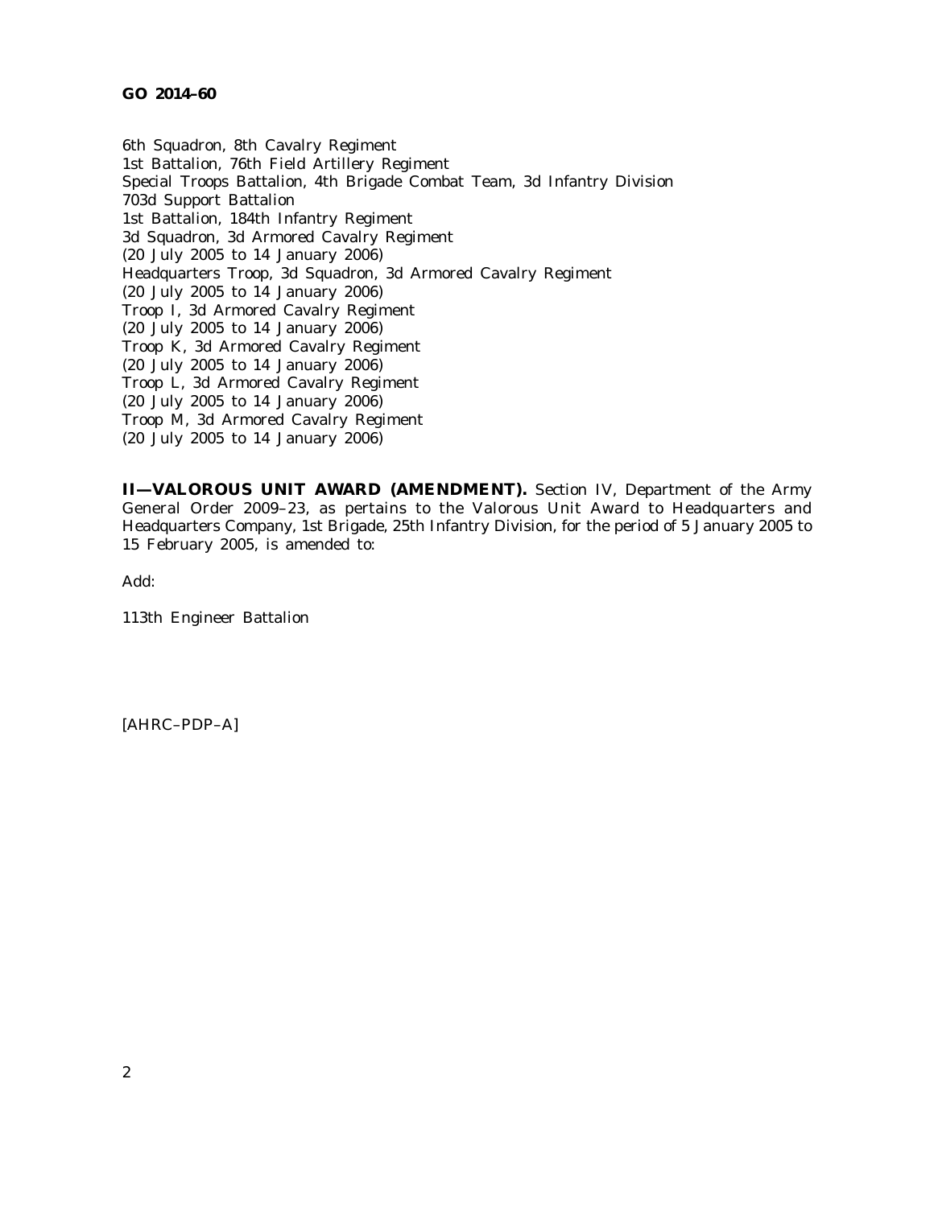6th Squadron, 8th Cavalry Regiment
1st Battalion, 76th Field Artillery Regiment
Special Troops Battalion, 4th Brigade Combat Team, 3d Infantry Division
703d Support Battalion
1st Battalion, 184th Infantry Regiment
3d Squadron, 3d Armored Cavalry Regiment
(20 July 2005 to 14 January 2006)
Headquarters Troop, 3d Squadron, 3d Armored Cavalry Regiment
(20 July 2005 to 14 January 2006)
Troop I, 3d Armored Cavalry Regiment
(20 July 2005 to 14 January 2006)
Troop K, 3d Armored Cavalry Regiment
(20 July 2005 to 14 January 2006)
Troop L, 3d Armored Cavalry Regiment
(20 July 2005 to 14 January 2006)
Troop M, 3d Armored Cavalry Regiment
(20 July 2005 to 14 January 2006)

**II—VALOROUS UNIT AWARD (AMENDMENT).** Section IV, Department of the Army General Order 2009–23, as pertains to the Valorous Unit Award to Headquarters and Headquarters Company, 1st Brigade, 25th Infantry Division, for the period of 5 January 2005 to 15 February 2005, is amended to:

Add:

113th Engineer Battalion

[AHRC–PDP–A]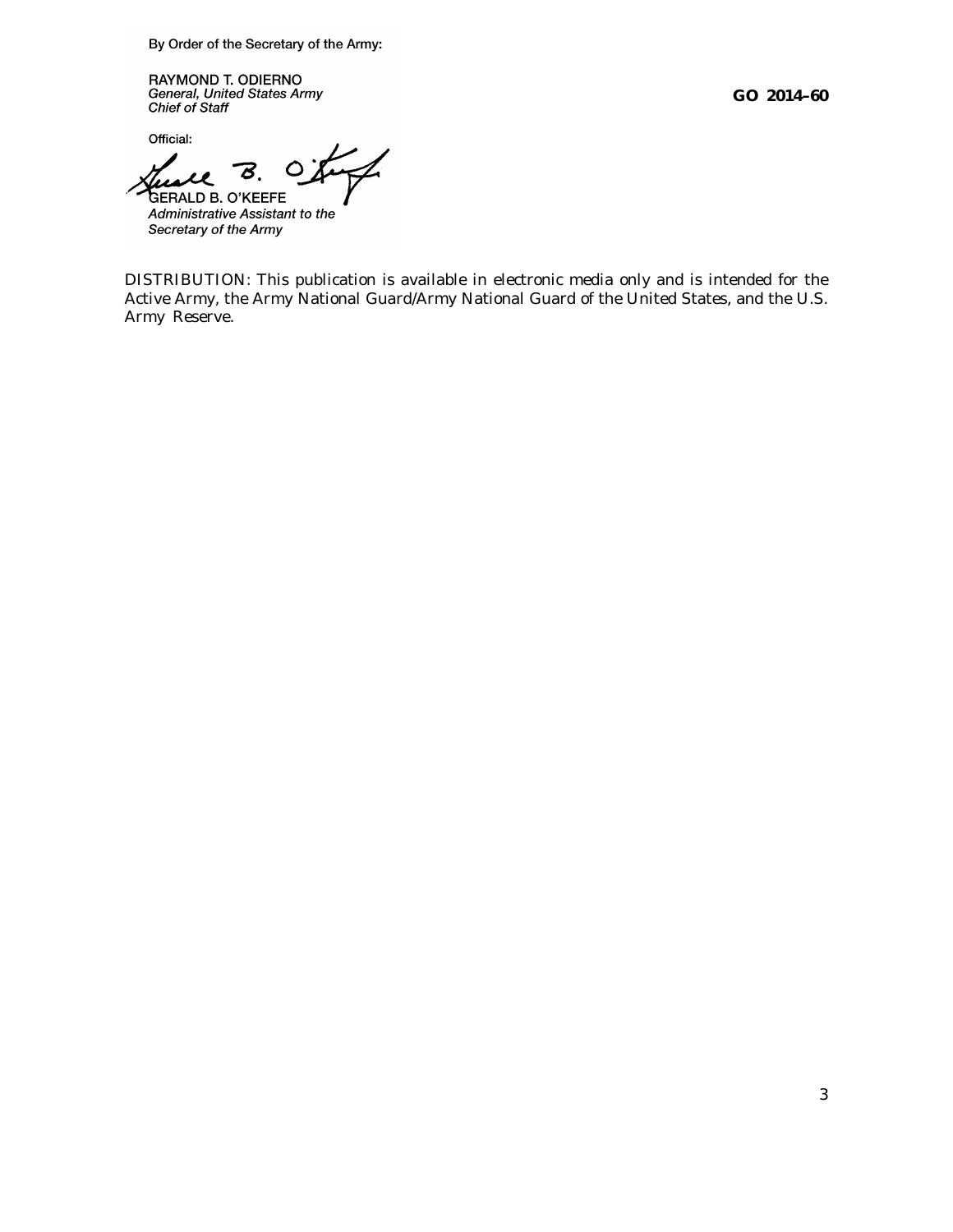By Order of the Secretary of the Army:

**GO 2014–60**

RAYMOND T. ODIERNO
*General, United States Army*
*Chief of Staff*

Official:

GERALD B. O'KEEFE
*Administrative Assistant to the*
*Secretary of the Army*

DISTRIBUTION: This publication is available in electronic media only and is intended for the Active Army, the Army National Guard/Army National Guard of the United States, and the U.S. Army Reserve.